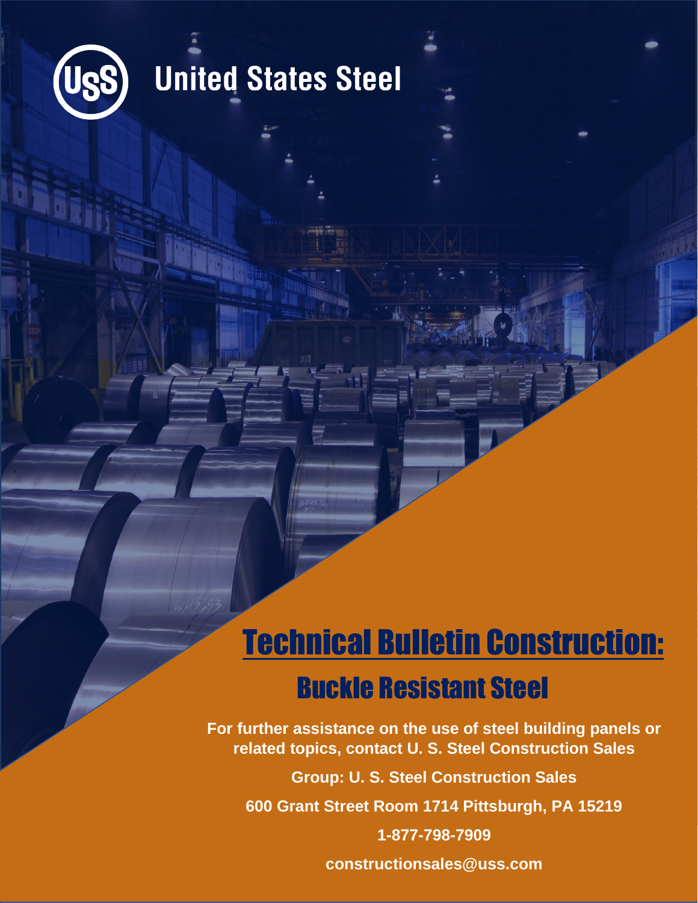United States Steel

# Technical Bulletin Construction:

## Buckle Resistant Steel

**For further assistance on the use of steel building panels or related topics, contact U. S. Steel Construction Sales**

**Group: U. S. Steel Construction Sales**

**600 Grant Street Room 1714 Pittsburgh, PA 15219**

**1-877-798-7909**

**constructionsales@uss.com**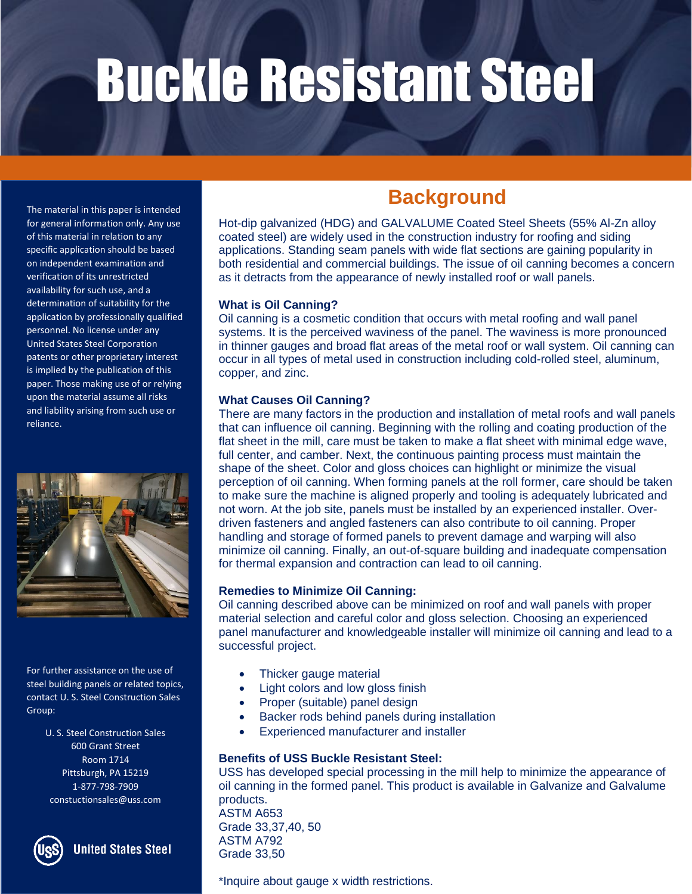# Buckle Resistant Steel

The material in this paper is intended for general information only. Any use of this material in relation to any specific application should be based on independent examination and verification of its unrestricted availability for such use, and a determination of suitability for the application by professionally qualified personnel. No license under any United States Steel Corporation patents or other proprietary interest is implied by the publication of this paper. Those making use of or relying upon the material assume all risks and liability arising from such use or reliance.

## Background

Hot-dip galvanized (HDG) and GALVALUME Coated Steel Sheets (55% Al-Zn alloy coated steel) are widely used in the construction industry for roofing and siding applications. Standing seam panels with wide flat sections are gaining popularity in both residential and commercial buildings. The issue of oil canning becomes a concern as it detracts from the appearance of newly installed roof or wall panels.

### What is Oil Canning?

Oil canning is a cosmetic condition that occurs with metal roofing and wall panel systems. It is the perceived waviness of the panel. The waviness is more pronounced in thinner gauges and broad flat areas of the metal roof or wall system. Oil canning can occur in all types of metal used in construction including cold-rolled steel, aluminum, copper, and zinc.

### What Causes Oil Canning?

There are many factors in the production and installation of metal roofs and wall panels that can influence oil canning. Beginning with the rolling and coating production of the flat sheet in the mill, care must be taken to make a flat sheet with minimal edge wave, full center, and camber. Next, the continuous painting process must maintain the shape of the sheet. Color and gloss choices can highlight or minimize the visual perception of oil canning. When forming panels at the roll former, care should be taken to make sure the machine is aligned properly and tooling is adequately lubricated and not worn. At the job site, panels must be installed by an experienced installer. Over-driven fasteners and angled fasteners can also contribute to oil canning. Proper handling and storage of formed panels to prevent damage and warping will also minimize oil canning. Finally, an out-of-square building and inadequate compensation for thermal expansion and contraction can lead to oil canning.

### Remedies to Minimize Oil Canning:

Oil canning described above can be minimized on roof and wall panels with proper material selection and careful color and gloss selection. Choosing an experienced panel manufacturer and knowledgeable installer will minimize oil canning and lead to a successful project.

- Thicker gauge material
- Light colors and low gloss finish
- Proper (suitable) panel design
- Backer rods behind panels during installation
- Experienced manufacturer and installer

### Benefits of USS Buckle Resistant Steel:

USS has developed special processing in the mill help to minimize the appearance of oil canning in the formed panel. This product is available in Galvanize and Galvalume products.

ASTM A653
Grade 33,37,40, 50
ASTM A792
Grade 33,50

*Inquire about gauge x width restrictions.

For further assistance on the use of steel building panels or related topics, contact U. S. Steel Construction Sales Group:

U. S. Steel Construction Sales
600 Grant Street
Room 1714
Pittsburgh, PA 15219
1-877-798-7909
constuctionsales@uss.com

United States Steel